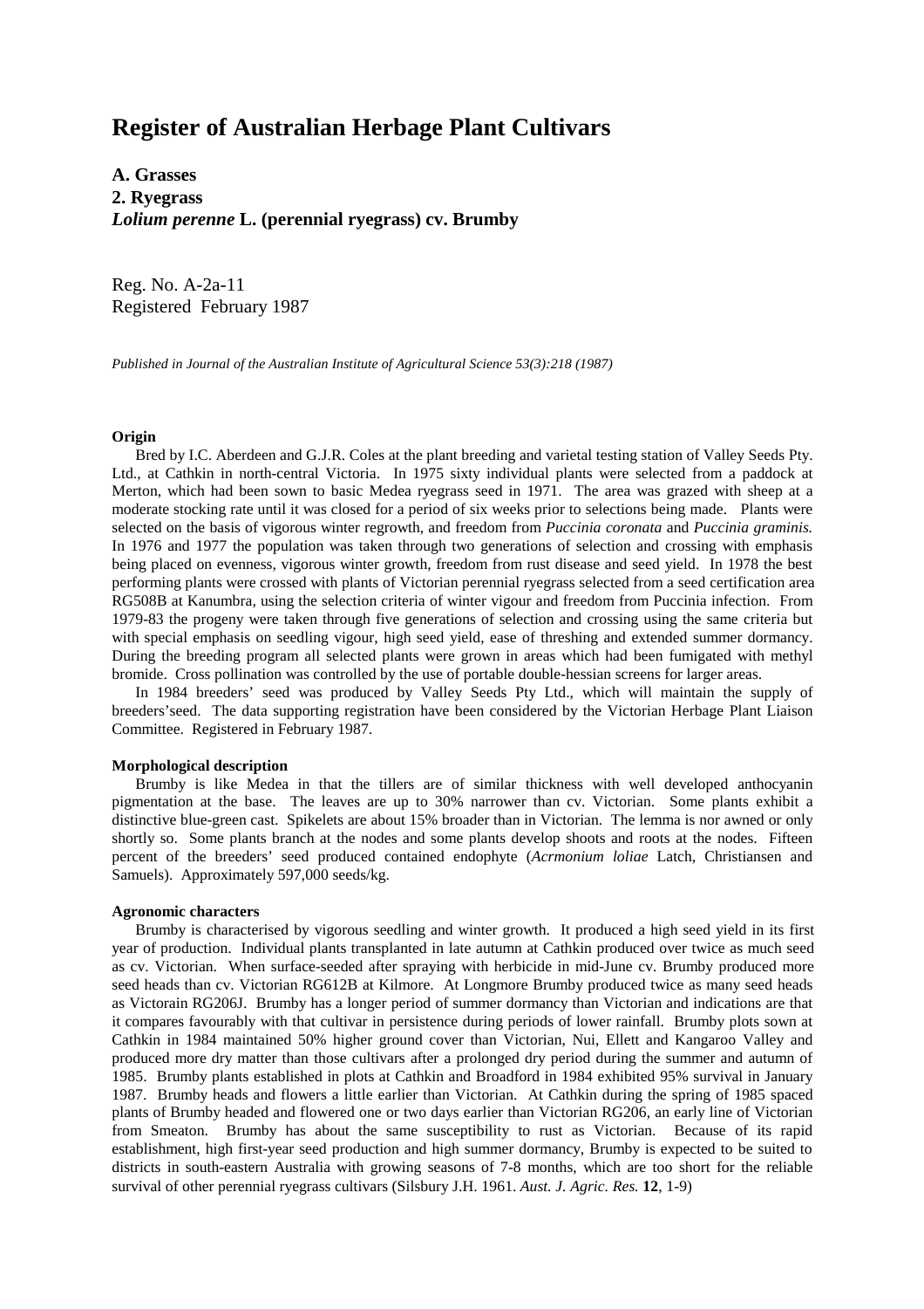# Register of Australian Herbage Plant Cultivars

**A. Grasses**
**2. Ryegrass**
***Lolium perenne* L. (perennial ryegrass) cv. Brumby**

Reg. No. A-2a-11
Registered February 1987

*Published in Journal of the Australian Institute of Agricultural Science 53(3):218 (1987)*

#### Origin

Bred by I.C. Aberdeen and G.J.R. Coles at the plant breeding and varietal testing station of Valley Seeds Pty. Ltd., at Cathkin in north-central Victoria. In 1975 sixty individual plants were selected from a paddock at Merton, which had been sown to basic Medea ryegrass seed in 1971. The area was grazed with sheep at a moderate stocking rate until it was closed for a period of six weeks prior to selections being made. Plants were selected on the basis of vigorous winter regrowth, and freedom from *Puccinia coronata* and *Puccinia graminis.* In 1976 and 1977 the population was taken through two generations of selection and crossing with emphasis being placed on evenness, vigorous winter growth, freedom from rust disease and seed yield. In 1978 the best performing plants were crossed with plants of Victorian perennial ryegrass selected from a seed certification area RG508B at Kanumbra, using the selection criteria of winter vigour and freedom from Puccinia infection. From 1979-83 the progeny were taken through five generations of selection and crossing using the same criteria but with special emphasis on seedling vigour, high seed yield, ease of threshing and extended summer dormancy. During the breeding program all selected plants were grown in areas which had been fumigated with methyl bromide. Cross pollination was controlled by the use of portable double-hessian screens for larger areas.

In 1984 breeders' seed was produced by Valley Seeds Pty Ltd., which will maintain the supply of breeders'seed. The data supporting registration have been considered by the Victorian Herbage Plant Liaison Committee. Registered in February 1987.

#### Morphological description

Brumby is like Medea in that the tillers are of similar thickness with well developed anthocyanin pigmentation at the base. The leaves are up to 30% narrower than cv. Victorian. Some plants exhibit a distinctive blue-green cast. Spikelets are about 15% broader than in Victorian. The lemma is nor awned or only shortly so. Some plants branch at the nodes and some plants develop shoots and roots at the nodes. Fifteen percent of the breeders' seed produced contained endophyte (*Acrmonium loliae* Latch, Christiansen and Samuels). Approximately 597,000 seeds/kg.

#### Agronomic characters

Brumby is characterised by vigorous seedling and winter growth. It produced a high seed yield in its first year of production. Individual plants transplanted in late autumn at Cathkin produced over twice as much seed as cv. Victorian. When surface-seeded after spraying with herbicide in mid-June cv. Brumby produced more seed heads than cv. Victorian RG612B at Kilmore. At Longmore Brumby produced twice as many seed heads as Victorain RG206J. Brumby has a longer period of summer dormancy than Victorian and indications are that it compares favourably with that cultivar in persistence during periods of lower rainfall. Brumby plots sown at Cathkin in 1984 maintained 50% higher ground cover than Victorian, Nui, Ellett and Kangaroo Valley and produced more dry matter than those cultivars after a prolonged dry period during the summer and autumn of 1985. Brumby plants established in plots at Cathkin and Broadford in 1984 exhibited 95% survival in January 1987. Brumby heads and flowers a little earlier than Victorian. At Cathkin during the spring of 1985 spaced plants of Brumby headed and flowered one or two days earlier than Victorian RG206, an early line of Victorian from Smeaton. Brumby has about the same susceptibility to rust as Victorian. Because of its rapid establishment, high first-year seed production and high summer dormancy, Brumby is expected to be suited to districts in south-eastern Australia with growing seasons of 7-8 months, which are too short for the reliable survival of other perennial ryegrass cultivars (Silsbury J.H. 1961. *Aust. J. Agric. Res.* **12**, 1-9)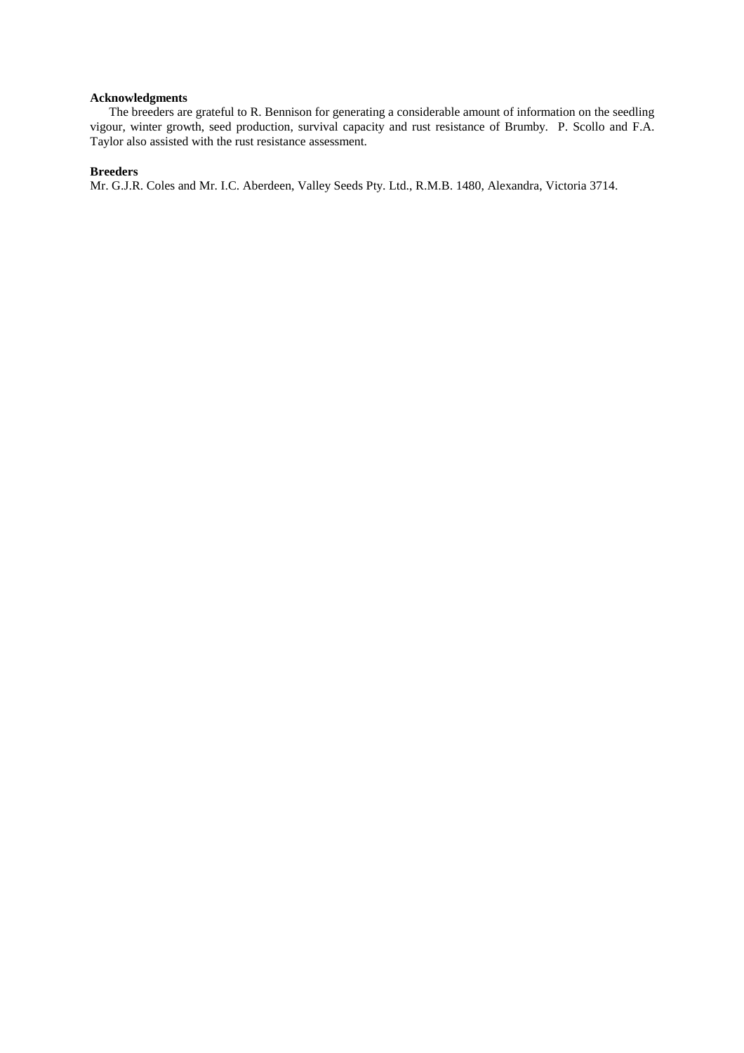**Acknowledgments**

The breeders are grateful to R. Bennison for generating a considerable amount of information on the seedling vigour, winter growth, seed production, survival capacity and rust resistance of Brumby. P. Scollo and F.A. Taylor also assisted with the rust resistance assessment.

**Breeders**

Mr. G.J.R. Coles and Mr. I.C. Aberdeen, Valley Seeds Pty. Ltd., R.M.B. 1480, Alexandra, Victoria 3714.